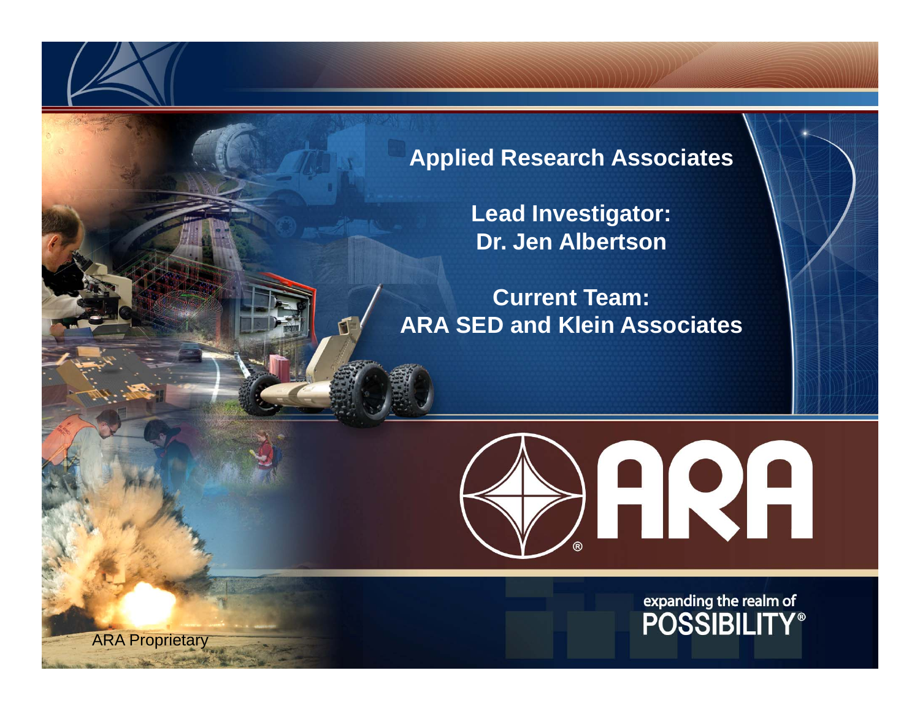# Applied Research Associates

**Lead Investigator:**
**Dr. Jen Albertson**

**Current Team:**
**ARA SED and Klein Associates**

ARA®

expanding the realm of
**POSSIBILITY®**

ARA Proprietary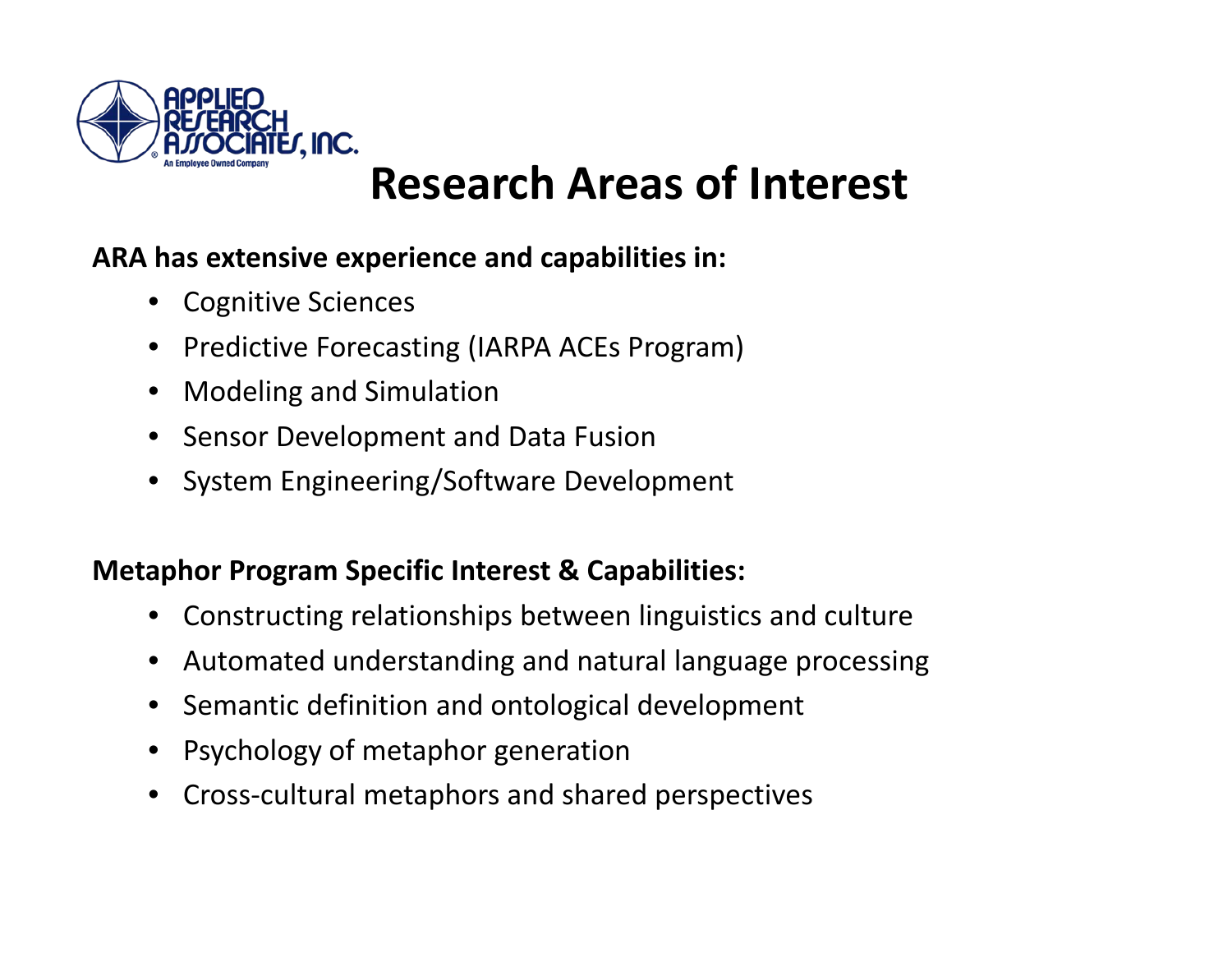# Research Areas of Interest

**ARA has extensive experience and capabilities in:**

- Cognitive Sciences
- Predictive Forecasting (IARPA ACEs Program)
- Modeling and Simulation
- Sensor Development and Data Fusion
- System Engineering/Software Development

**Metaphor Program Specific Interest & Capabilities:**

- Constructing relationships between linguistics and culture
- Automated understanding and natural language processing
- Semantic definition and ontological development
- Psychology of metaphor generation
- Cross-cultural metaphors and shared perspectives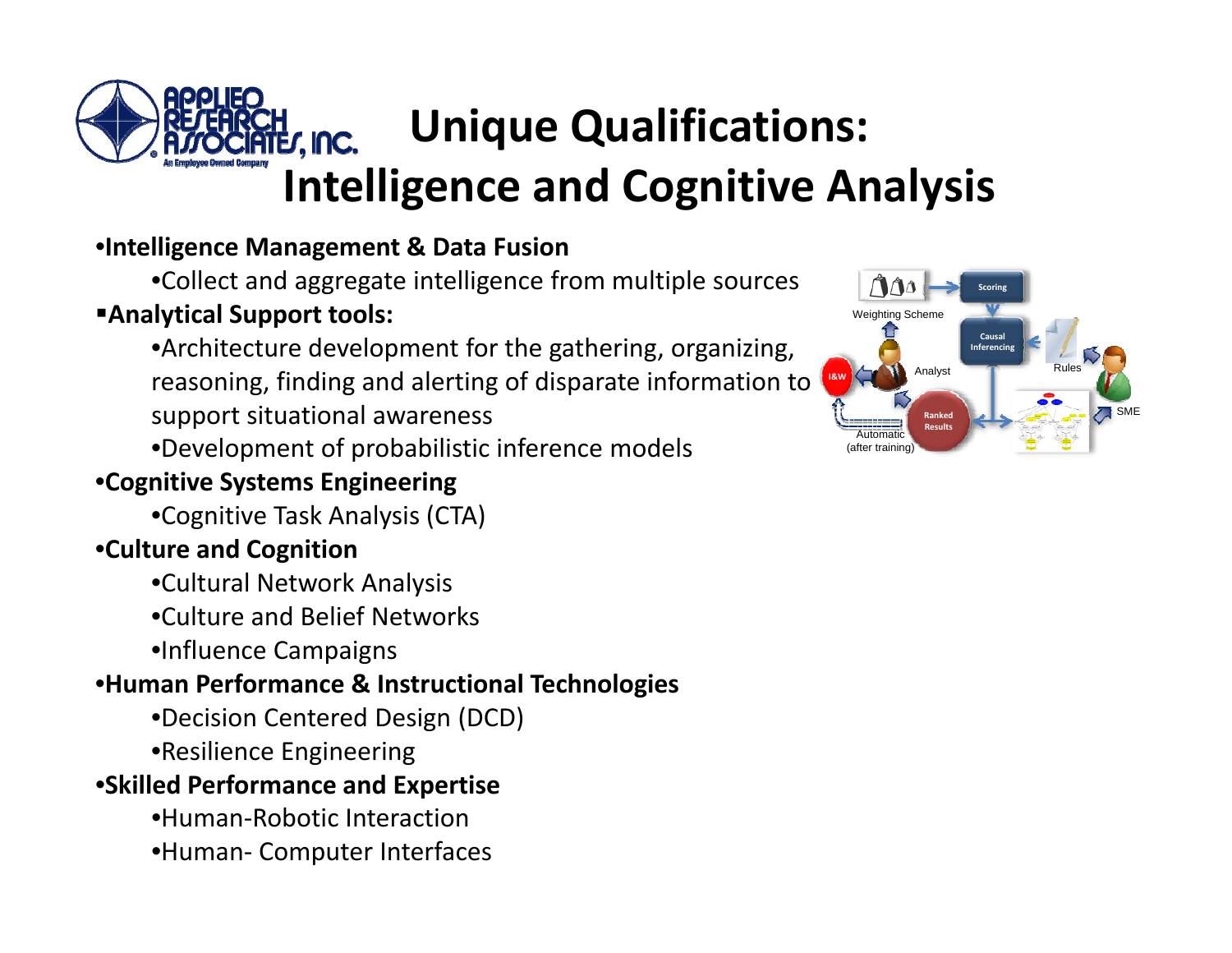# Unique Qualifications: Intelligence and Cognitive Analysis

- **Intelligence Management & Data Fusion**
  - Collect and aggregate intelligence from multiple sources
- **Analytical Support tools:**
  - Architecture development for the gathering, organizing, reasoning, finding and alerting of disparate information to support situational awareness
  - Development of probabilistic inference models
- **Cognitive Systems Engineering**
  - Cognitive Task Analysis (CTA)
- **Culture and Cognition**
  - Cultural Network Analysis
  - Culture and Belief Networks
  - Influence Campaigns
- **Human Performance & Instructional Technologies**
  - Decision Centered Design (DCD)
  - Resilience Engineering
- **Skilled Performance and Expertise**
  - Human-Robotic Interaction
  - Human- Computer Interfaces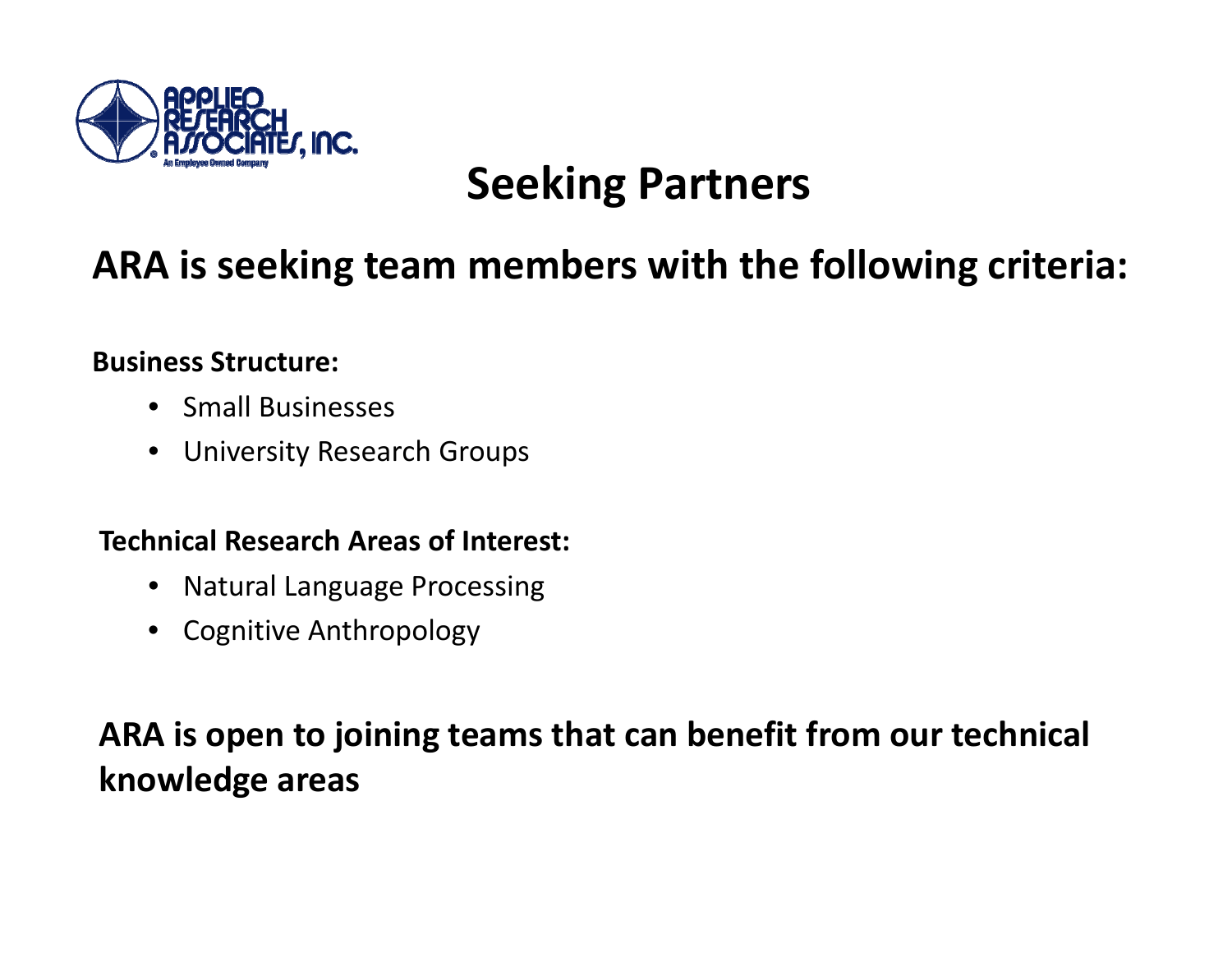# Seeking Partners

## ARA is seeking team members with the following criteria:

**Business Structure:**

- Small Businesses
- University Research Groups

**Technical Research Areas of Interest:**

- Natural Language Processing
- Cognitive Anthropology

**ARA is open to joining teams that can benefit from our technical knowledge areas**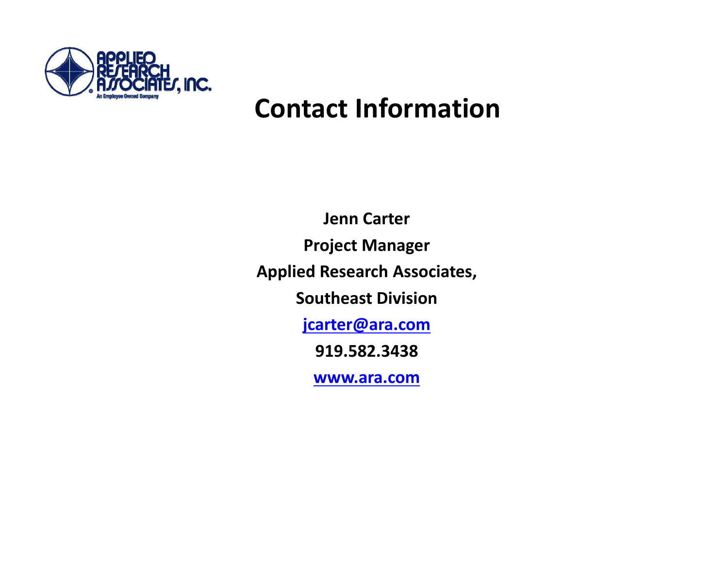# Contact Information

**Jenn Carter**

**Project Manager**

**Applied Research Associates,**

**Southeast Division**

**jcarter@ara.com**

**919.582.3438**

**www.ara.com**